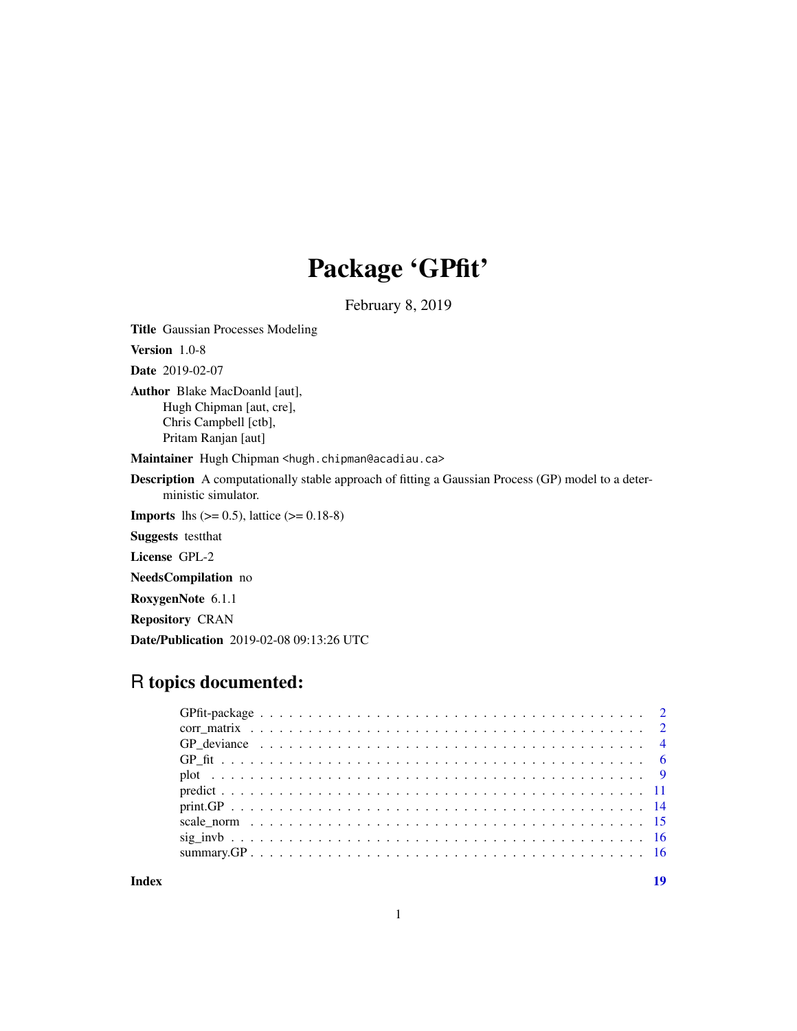# Package 'GPfit'

February 8, 2019

**Title** Gaussian Processes Modeling

**Version** 1.0-8

**Date** 2019-02-07

**Author** Blake MacDoanld [aut],
Hugh Chipman [aut, cre],
Chris Campbell [ctb],
Pritam Ranjan [aut]

**Maintainer** Hugh Chipman <hugh.chipman@acadiau.ca>

**Description** A computationally stable approach of fitting a Gaussian Process (GP) model to a deterministic simulator.

**Imports** lhs (>= 0.5), lattice (>= 0.18-8)

**Suggests** testthat

**License** GPL-2

**NeedsCompilation** no

**RoxygenNote** 6.1.1

**Repository** CRAN

**Date/Publication** 2019-02-08 09:13:26 UTC

## R topics documented:

- GPfit-package . . . . . . . . . . . . . . . . . . . . . . . . . . . . . . . . . . . . . . 2
- corr_matrix . . . . . . . . . . . . . . . . . . . . . . . . . . . . . . . . . . . . . . 2
- GP_deviance . . . . . . . . . . . . . . . . . . . . . . . . . . . . . . . . . . . . . . 4
- GP_fit . . . . . . . . . . . . . . . . . . . . . . . . . . . . . . . . . . . . . . 6
- plot . . . . . . . . . . . . . . . . . . . . . . . . . . . . . . . . . . . . . . 9
- predict . . . . . . . . . . . . . . . . . . . . . . . . . . . . . . . . . . . . . . 11
- print.GP . . . . . . . . . . . . . . . . . . . . . . . . . . . . . . . . . . . . . . 14
- scale_norm . . . . . . . . . . . . . . . . . . . . . . . . . . . . . . . . . . . . . . 15
- sig_invb . . . . . . . . . . . . . . . . . . . . . . . . . . . . . . . . . . . . . . 16
- summary.GP . . . . . . . . . . . . . . . . . . . . . . . . . . . . . . . . . . . . . . 16

**Index** **19**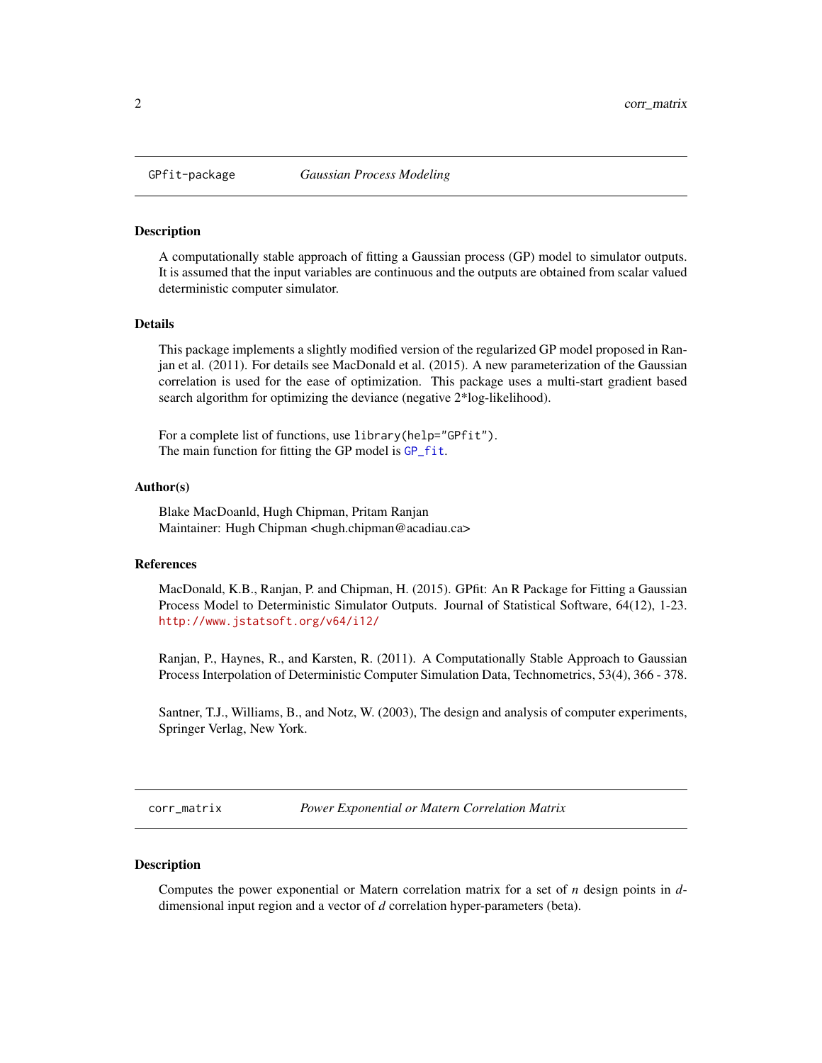## GPfit-package — *Gaussian Process Modeling*

### Description

A computationally stable approach of fitting a Gaussian process (GP) model to simulator outputs. It is assumed that the input variables are continuous and the outputs are obtained from scalar valued deterministic computer simulator.

### Details

This package implements a slightly modified version of the regularized GP model proposed in Ranjan et al. (2011). For details see MacDonald et al. (2015). A new parameterization of the Gaussian correlation is used for the ease of optimization. This package uses a multi-start gradient based search algorithm for optimizing the deviance (negative 2*log-likelihood).

For a complete list of functions, use `library(help="GPfit")`.
The main function for fitting the GP model is `GP_fit`.

### Author(s)

Blake MacDoanld, Hugh Chipman, Pritam Ranjan
Maintainer: Hugh Chipman <hugh.chipman@acadiau.ca>

### References

MacDonald, K.B., Ranjan, P. and Chipman, H. (2015). GPfit: An R Package for Fitting a Gaussian Process Model to Deterministic Simulator Outputs. Journal of Statistical Software, 64(12), 1-23. http://www.jstatsoft.org/v64/i12/

Ranjan, P., Haynes, R., and Karsten, R. (2011). A Computationally Stable Approach to Gaussian Process Interpolation of Deterministic Computer Simulation Data, Technometrics, 53(4), 366 - 378.

Santner, T.J., Williams, B., and Notz, W. (2003), The design and analysis of computer experiments, Springer Verlag, New York.

## corr_matrix — *Power Exponential or Matern Correlation Matrix*

### Description

Computes the power exponential or Matern correlation matrix for a set of $n$ design points in $d$-dimensional input region and a vector of $d$ correlation hyper-parameters (beta).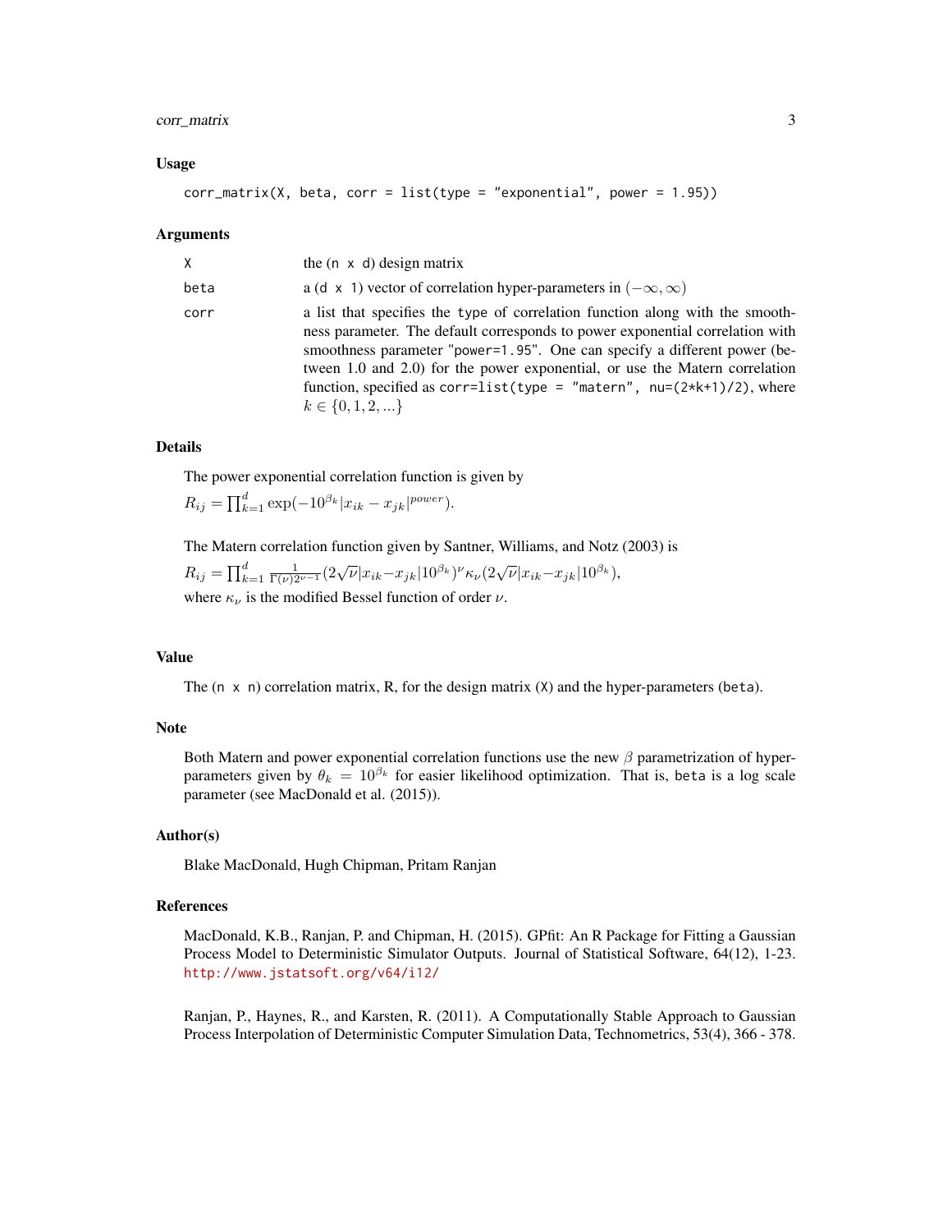## Usage

```
corr_matrix(X, beta, corr = list(type = "exponential", power = 1.95))
```

## Arguments

| | |
|---|---|
| `X` | the `(n x d)` design matrix |
| `beta` | a `(d x 1)` vector of correlation hyper-parameters in $(-\infty, \infty)$ |
| `corr` | a list that specifies the `type` of correlation function along with the smoothness parameter. The default corresponds to power exponential correlation with smoothness parameter "`power=1.95`". One can specify a different power (between 1.0 and 2.0) for the power exponential, or use the Matern correlation function, specified as `corr=list(type = "matern", nu=(2*k+1)/2)`, where $k \in \{0, 1, 2, ...\}$ |

## Details

The power exponential correlation function is given by

$R_{ij} = \prod_{k=1}^{d} \exp(-10^{\beta_k} |x_{ik} - x_{jk}|^{power})$.

The Matern correlation function given by Santner, Williams, and Notz (2003) is

$R_{ij} = \prod_{k=1}^{d} \frac{1}{\Gamma(\nu) 2^{\nu-1}} (2\sqrt{\nu} |x_{ik} - x_{jk}| 10^{\beta_k})^{\nu} \kappa_{\nu} (2\sqrt{\nu} |x_{ik} - x_{jk}| 10^{\beta_k})$,

where $\kappa_{\nu}$ is the modified Bessel function of order $\nu$.

## Value

The `(n x n)` correlation matrix, R, for the design matrix (`X`) and the hyper-parameters (`beta`).

## Note

Both Matern and power exponential correlation functions use the new $\beta$ parametrization of hyper-parameters given by $\theta_k = 10^{\beta_k}$ for easier likelihood optimization. That is, `beta` is a log scale parameter (see MacDonald et al. (2015)).

## Author(s)

Blake MacDonald, Hugh Chipman, Pritam Ranjan

## References

MacDonald, K.B., Ranjan, P. and Chipman, H. (2015). GPfit: An R Package for Fitting a Gaussian Process Model to Deterministic Simulator Outputs. Journal of Statistical Software, 64(12), 1-23. http://www.jstatsoft.org/v64/i12/

Ranjan, P., Haynes, R., and Karsten, R. (2011). A Computationally Stable Approach to Gaussian Process Interpolation of Deterministic Computer Simulation Data, Technometrics, 53(4), 366 - 378.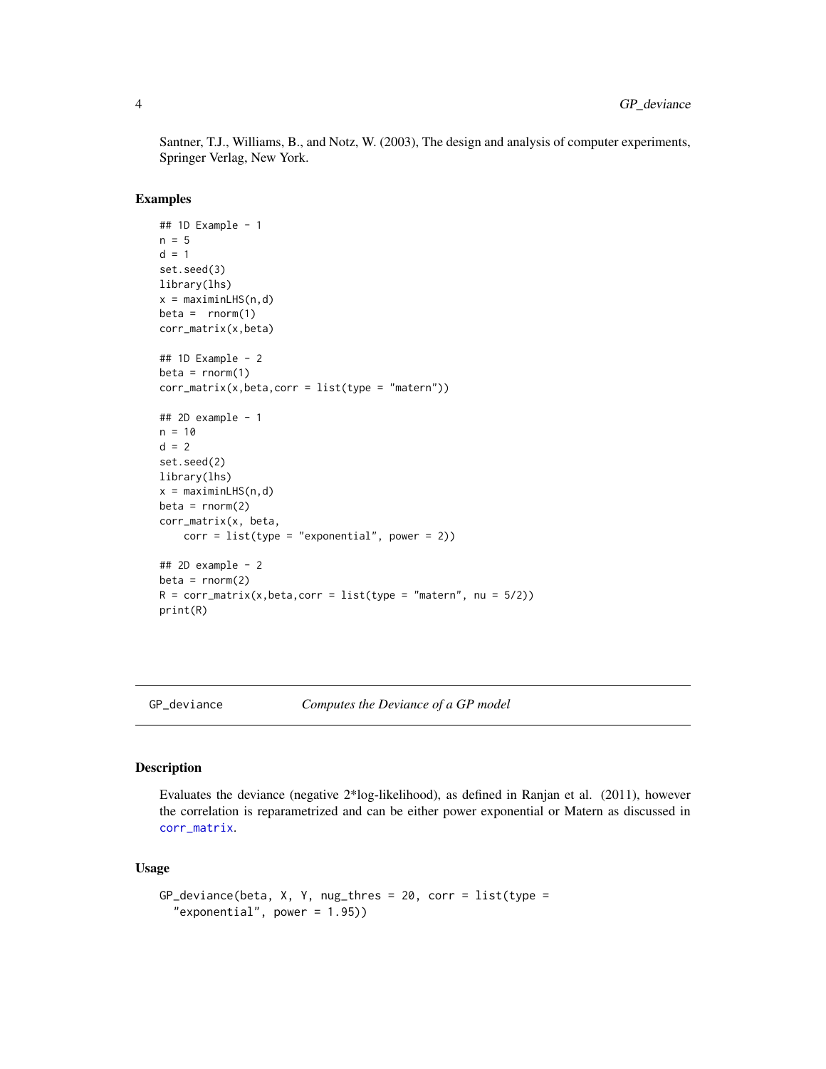Santner, T.J., Williams, B., and Notz, W. (2003), The design and analysis of computer experiments, Springer Verlag, New York.

### Examples

```
## 1D Example - 1
n = 5
d = 1
set.seed(3)
library(lhs)
x = maximinLHS(n,d)
beta =  rnorm(1)
corr_matrix(x,beta)

## 1D Example - 2
beta = rnorm(1)
corr_matrix(x,beta,corr = list(type = "matern"))

## 2D example - 1
n = 10
d = 2
set.seed(2)
library(lhs)
x = maximinLHS(n,d)
beta = rnorm(2)
corr_matrix(x, beta,
    corr = list(type = "exponential", power = 2))

## 2D example - 2
beta = rnorm(2)
R = corr_matrix(x,beta,corr = list(type = "matern", nu = 5/2))
print(R)
```

---

## GP_deviance — *Computes the Deviance of a GP model*

### Description

Evaluates the deviance (negative 2*log-likelihood), as defined in Ranjan et al. (2011), however the correlation is reparametrized and can be either power exponential or Matern as discussed in corr_matrix.

### Usage

```
GP_deviance(beta, X, Y, nug_thres = 20, corr = list(type =
  "exponential", power = 1.95))
```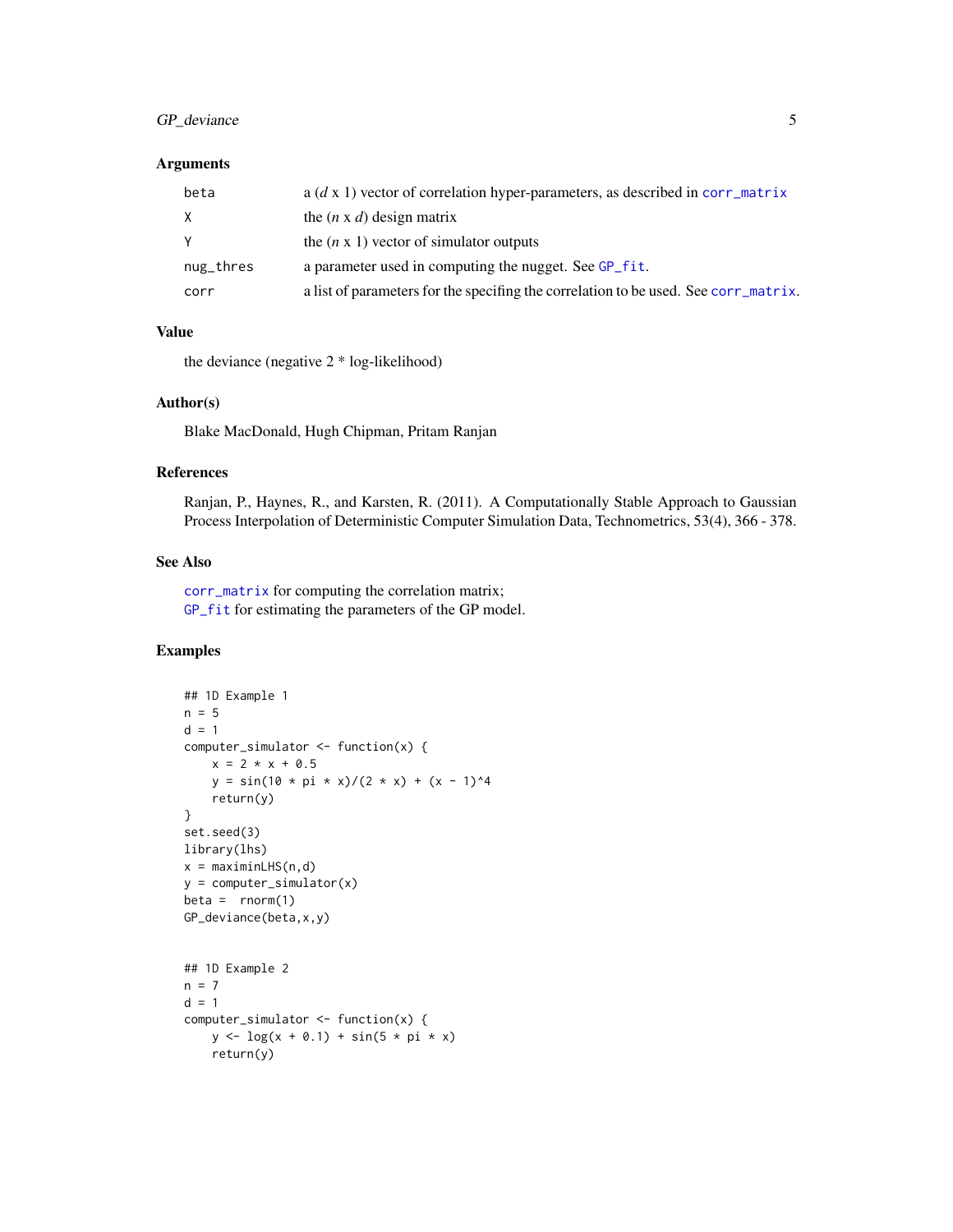### Arguments

| | |
|---|---|
| `beta` | a ($d$ x 1) vector of correlation hyper-parameters, as described in `corr_matrix` |
| `X` | the ($n$ x $d$) design matrix |
| `Y` | the ($n$ x 1) vector of simulator outputs |
| `nug_thres` | a parameter used in computing the nugget. See `GP_fit`. |
| `corr` | a list of parameters for the specifing the correlation to be used. See `corr_matrix`. |

### Value

the deviance (negative 2 * log-likelihood)

### Author(s)

Blake MacDonald, Hugh Chipman, Pritam Ranjan

### References

Ranjan, P., Haynes, R., and Karsten, R. (2011). A Computationally Stable Approach to Gaussian Process Interpolation of Deterministic Computer Simulation Data, Technometrics, 53(4), 366 - 378.

### See Also

`corr_matrix` for computing the correlation matrix;
`GP_fit` for estimating the parameters of the GP model.

### Examples

```
## 1D Example 1
n = 5
d = 1
computer_simulator <- function(x) {
    x = 2 * x + 0.5
    y = sin(10 * pi * x)/(2 * x) + (x - 1)^4
    return(y)
}
set.seed(3)
library(lhs)
x = maximinLHS(n,d)
y = computer_simulator(x)
beta =  rnorm(1)
GP_deviance(beta,x,y)


## 1D Example 2
n = 7
d = 1
computer_simulator <- function(x) {
    y <- log(x + 0.1) + sin(5 * pi * x)
    return(y)
```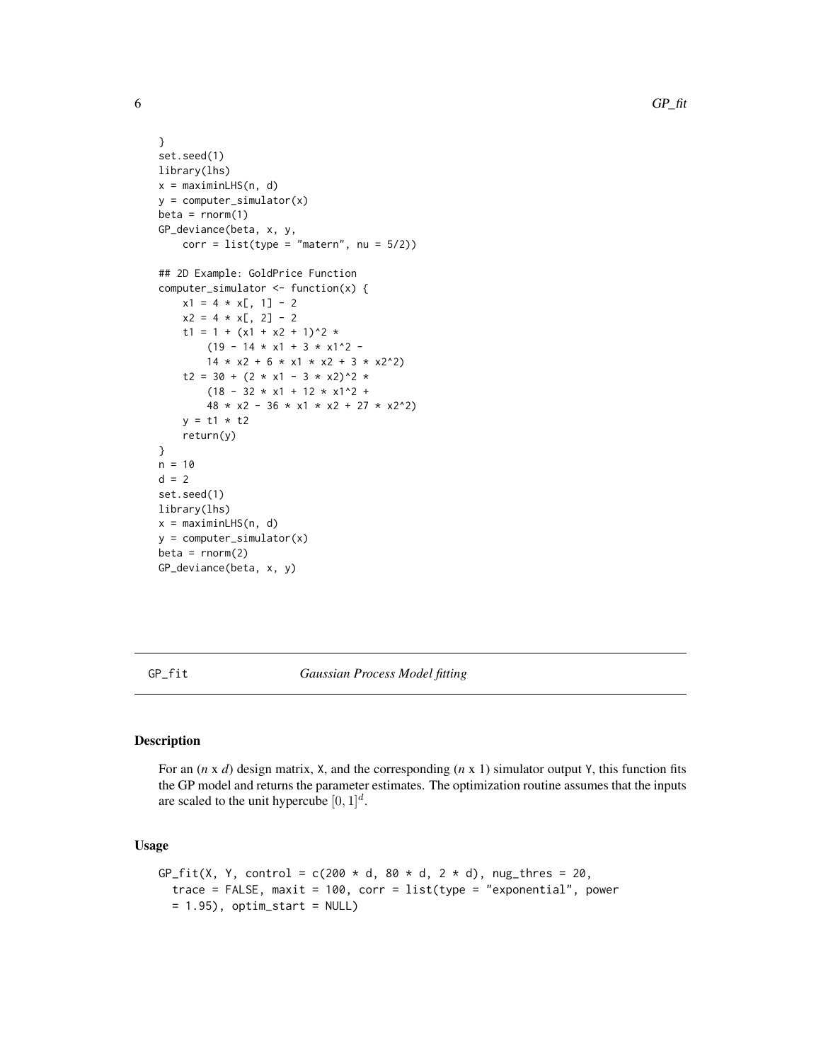```
}
set.seed(1)
library(lhs)
x = maximinLHS(n, d)
y = computer_simulator(x)
beta = rnorm(1)
GP_deviance(beta, x, y,
    corr = list(type = "matern", nu = 5/2))

## 2D Example: GoldPrice Function
computer_simulator <- function(x) {
    x1 = 4 * x[, 1] - 2
    x2 = 4 * x[, 2] - 2
    t1 = 1 + (x1 + x2 + 1)^2 *
        (19 - 14 * x1 + 3 * x1^2 -
        14 * x2 + 6 * x1 * x2 + 3 * x2^2)
    t2 = 30 + (2 * x1 - 3 * x2)^2 *
        (18 - 32 * x1 + 12 * x1^2 +
        48 * x2 - 36 * x1 * x2 + 27 * x2^2)
    y = t1 * t2
    return(y)
}
n = 10
d = 2
set.seed(1)
library(lhs)
x = maximinLHS(n, d)
y = computer_simulator(x)
beta = rnorm(2)
GP_deviance(beta, x, y)
```

---

# GP_fit *Gaussian Process Model fitting*

## Description

For an (*n* x *d*) design matrix, X, and the corresponding (*n* x 1) simulator output Y, this function fits the GP model and returns the parameter estimates. The optimization routine assumes that the inputs are scaled to the unit hypercube $[0,1]^d$.

## Usage

```
GP_fit(X, Y, control = c(200 * d, 80 * d, 2 * d), nug_thres = 20,
  trace = FALSE, maxit = 100, corr = list(type = "exponential", power
  = 1.95), optim_start = NULL)
```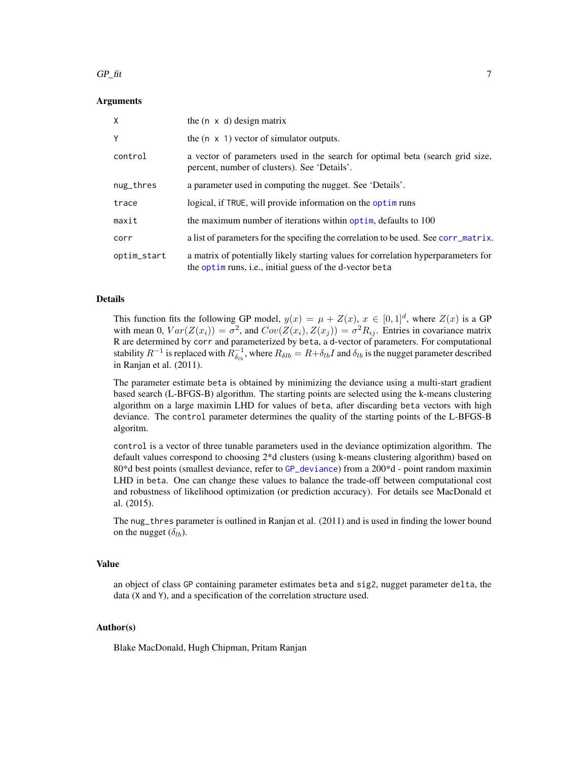### Arguments

| | |
|---|---|
| X | the (n x d) design matrix |
| Y | the (n x 1) vector of simulator outputs. |
| control | a vector of parameters used in the search for optimal beta (search grid size, percent, number of clusters). See 'Details'. |
| nug_thres | a parameter used in computing the nugget. See 'Details'. |
| trace | logical, if TRUE, will provide information on the optim runs |
| maxit | the maximum number of iterations within optim, defaults to 100 |
| corr | a list of parameters for the specifing the correlation to be used. See corr_matrix. |
| optim_start | a matrix of potentially likely starting values for correlation hyperparameters for the optim runs, i.e., initial guess of the d-vector beta |

### Details

This function fits the following GP model, $y(x) = \mu + Z(x)$, $x \in [0,1]^d$, where $Z(x)$ is a GP with mean 0, $Var(Z(x_i)) = \sigma^2$, and $Cov(Z(x_i), Z(x_j)) = \sigma^2 R_{ij}$. Entries in covariance matrix R are determined by corr and parameterized by beta, a d-vector of parameters. For computational stability $R^{-1}$ is replaced with $R_{\delta_{lb}}^{-1}$, where $R_{\delta lb} = R + \delta_{lb} I$ and $\delta_{lb}$ is the nugget parameter described in Ranjan et al. (2011).

The parameter estimate beta is obtained by minimizing the deviance using a multi-start gradient based search (L-BFGS-B) algorithm. The starting points are selected using the k-means clustering algorithm on a large maximin LHD for values of beta, after discarding beta vectors with high deviance. The control parameter determines the quality of the starting points of the L-BFGS-B algoritm.

control is a vector of three tunable parameters used in the deviance optimization algorithm. The default values correspond to choosing 2*d clusters (using k-means clustering algorithm) based on 80*d best points (smallest deviance, refer to GP_deviance) from a 200*d - point random maximin LHD in beta. One can change these values to balance the trade-off between computational cost and robustness of likelihood optimization (or prediction accuracy). For details see MacDonald et al. (2015).

The nug_thres parameter is outlined in Ranjan et al. (2011) and is used in finding the lower bound on the nugget ($\delta_{lb}$).

### Value

an object of class GP containing parameter estimates beta and sig2, nugget parameter delta, the data (X and Y), and a specification of the correlation structure used.

### Author(s)

Blake MacDonald, Hugh Chipman, Pritam Ranjan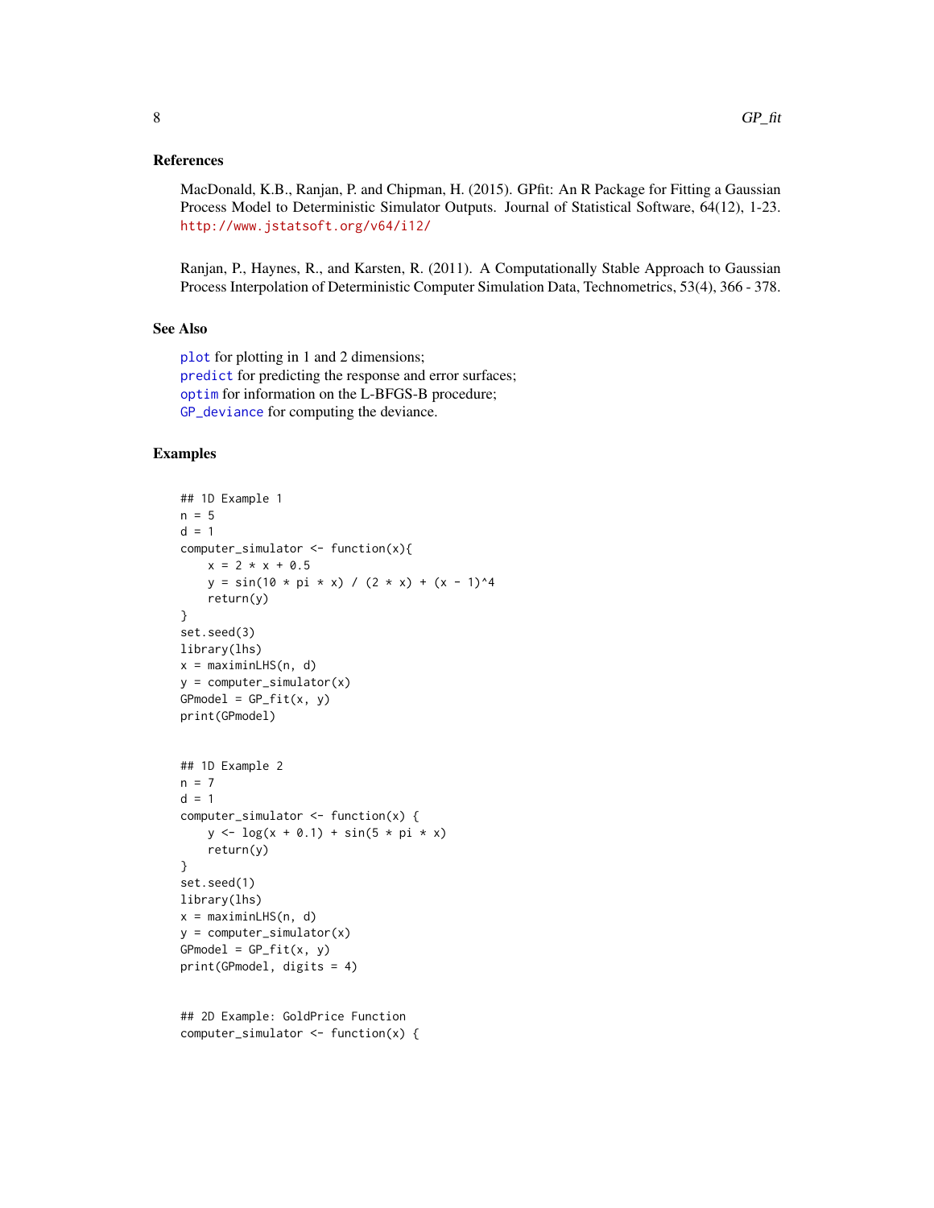### References

MacDonald, K.B., Ranjan, P. and Chipman, H. (2015). GPfit: An R Package for Fitting a Gaussian Process Model to Deterministic Simulator Outputs. Journal of Statistical Software, 64(12), 1-23. http://www.jstatsoft.org/v64/i12/

Ranjan, P., Haynes, R., and Karsten, R. (2011). A Computationally Stable Approach to Gaussian Process Interpolation of Deterministic Computer Simulation Data, Technometrics, 53(4), 366 - 378.

### See Also

plot for plotting in 1 and 2 dimensions;
predict for predicting the response and error surfaces;
optim for information on the L-BFGS-B procedure;
GP_deviance for computing the deviance.

### Examples

```
## 1D Example 1
n = 5
d = 1
computer_simulator <- function(x){
    x = 2 * x + 0.5
    y = sin(10 * pi * x) / (2 * x) + (x - 1)^4
    return(y)
}
set.seed(3)
library(lhs)
x = maximinLHS(n, d)
y = computer_simulator(x)
GPmodel = GP_fit(x, y)
print(GPmodel)


## 1D Example 2
n = 7
d = 1
computer_simulator <- function(x) {
    y <- log(x + 0.1) + sin(5 * pi * x)
    return(y)
}
set.seed(1)
library(lhs)
x = maximinLHS(n, d)
y = computer_simulator(x)
GPmodel = GP_fit(x, y)
print(GPmodel, digits = 4)


## 2D Example: GoldPrice Function
computer_simulator <- function(x) {
```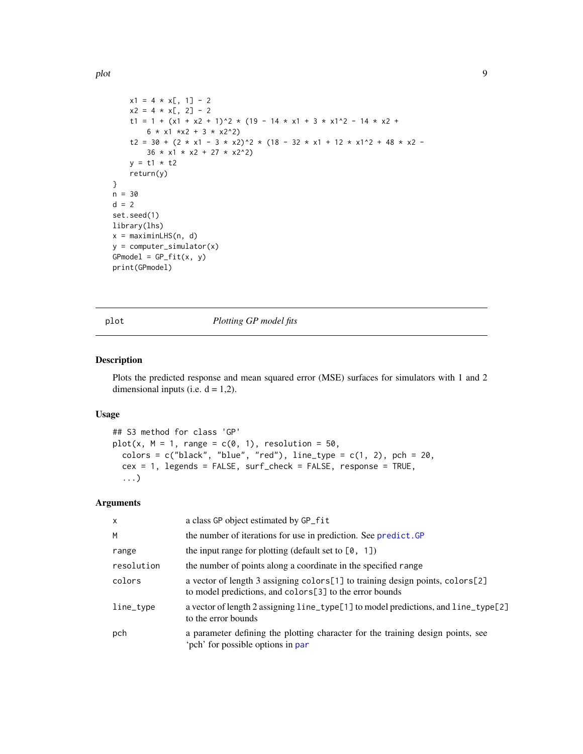```
    x1 = 4 * x[, 1] - 2
    x2 = 4 * x[, 2] - 2
    t1 = 1 + (x1 + x2 + 1)^2 * (19 - 14 * x1 + 3 * x1^2 - 14 * x2 +
        6 * x1 *x2 + 3 * x2^2)
    t2 = 30 + (2 * x1 - 3 * x2)^2 * (18 - 32 * x1 + 12 * x1^2 + 48 * x2 -
        36 * x1 * x2 + 27 * x2^2)
    y = t1 * t2
    return(y)
}
n = 30
d = 2
set.seed(1)
library(lhs)
x = maximinLHS(n, d)
y = computer_simulator(x)
GPmodel = GP_fit(x, y)
print(GPmodel)
```

---

`plot` *Plotting GP model fits*

---

### Description

Plots the predicted response and mean squared error (MSE) surfaces for simulators with 1 and 2 dimensional inputs (i.e. d = 1,2).

### Usage

```
## S3 method for class 'GP'
plot(x, M = 1, range = c(0, 1), resolution = 50,
  colors = c("black", "blue", "red"), line_type = c(1, 2), pch = 20,
  cex = 1, legends = FALSE, surf_check = FALSE, response = TRUE,
  ...)
```

### Arguments

| | |
|---|---|
| `x` | a class `GP` object estimated by `GP_fit` |
| `M` | the number of iterations for use in prediction. See `predict.GP` |
| `range` | the input range for plotting (default set to `[0, 1]`) |
| `resolution` | the number of points along a coordinate in the specified `range` |
| `colors` | a vector of length 3 assigning `colors[1]` to training design points, `colors[2]` to model predictions, and `colors[3]` to the error bounds |
| `line_type` | a vector of length 2 assigning `line_type[1]` to model predictions, and `line_type[2]` to the error bounds |
| `pch` | a parameter defining the plotting character for the training design points, see 'pch' for possible options in `par` |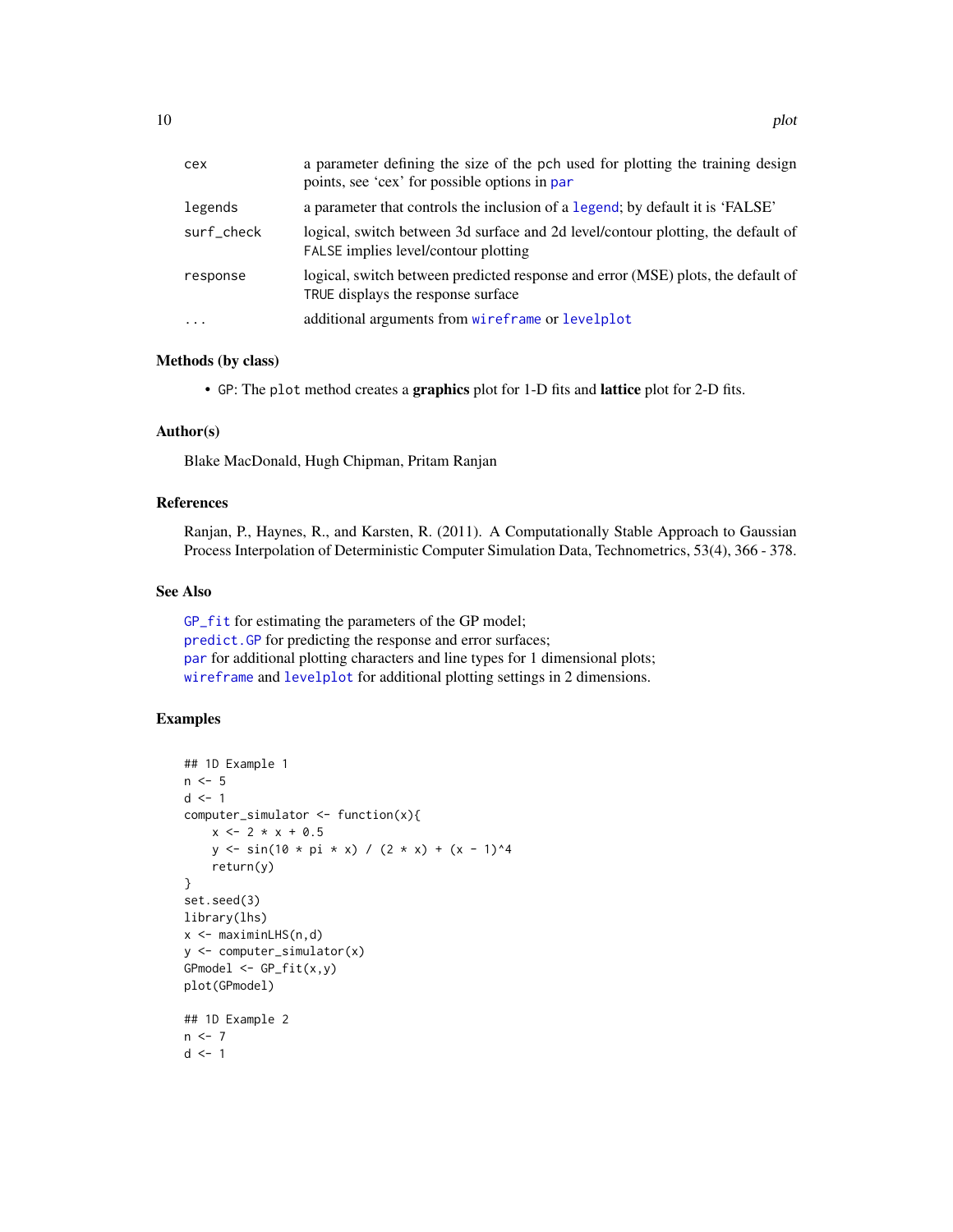| | |
|---|---|
| cex | a parameter defining the size of the pch used for plotting the training design points, see 'cex' for possible options in par |
| legends | a parameter that controls the inclusion of a legend; by default it is 'FALSE' |
| surf_check | logical, switch between 3d surface and 2d level/contour plotting, the default of FALSE implies level/contour plotting |
| response | logical, switch between predicted response and error (MSE) plots, the default of TRUE displays the response surface |
| ... | additional arguments from wireframe or levelplot |

### Methods (by class)

- GP: The plot method creates a **graphics** plot for 1-D fits and **lattice** plot for 2-D fits.

### Author(s)

Blake MacDonald, Hugh Chipman, Pritam Ranjan

### References

Ranjan, P., Haynes, R., and Karsten, R. (2011). A Computationally Stable Approach to Gaussian Process Interpolation of Deterministic Computer Simulation Data, Technometrics, 53(4), 366 - 378.

### See Also

GP_fit for estimating the parameters of the GP model;
predict.GP for predicting the response and error surfaces;
par for additional plotting characters and line types for 1 dimensional plots;
wireframe and levelplot for additional plotting settings in 2 dimensions.

### Examples

```
## 1D Example 1
n <- 5
d <- 1
computer_simulator <- function(x){
    x <- 2 * x + 0.5
    y <- sin(10 * pi * x) / (2 * x) + (x - 1)^4
    return(y)
}
set.seed(3)
library(lhs)
x <- maximinLHS(n,d)
y <- computer_simulator(x)
GPmodel <- GP_fit(x,y)
plot(GPmodel)

## 1D Example 2
n <- 7
d <- 1
```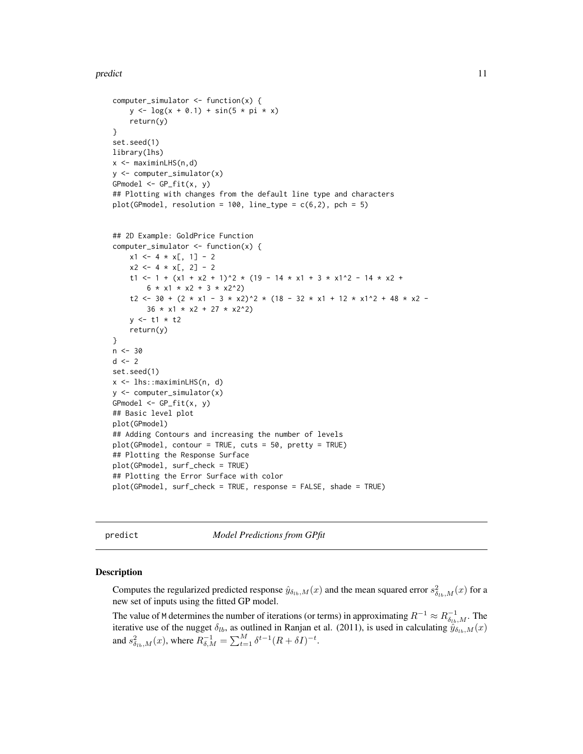```
computer_simulator <- function(x) {
    y <- log(x + 0.1) + sin(5 * pi * x)
    return(y)
}
set.seed(1)
library(lhs)
x <- maximinLHS(n,d)
y <- computer_simulator(x)
GPmodel <- GP_fit(x, y)
## Plotting with changes from the default line type and characters
plot(GPmodel, resolution = 100, line_type = c(6,2), pch = 5)


## 2D Example: GoldPrice Function
computer_simulator <- function(x) {
    x1 <- 4 * x[, 1] - 2
    x2 <- 4 * x[, 2] - 2
    t1 <- 1 + (x1 + x2 + 1)^2 * (19 - 14 * x1 + 3 * x1^2 - 14 * x2 +
        6 * x1 * x2 + 3 * x2^2)
    t2 <- 30 + (2 * x1 - 3 * x2)^2 * (18 - 32 * x1 + 12 * x1^2 + 48 * x2 -
        36 * x1 * x2 + 27 * x2^2)
    y <- t1 * t2
    return(y)
}
n <- 30
d <- 2
set.seed(1)
x <- lhs::maximinLHS(n, d)
y <- computer_simulator(x)
GPmodel <- GP_fit(x, y)
## Basic level plot
plot(GPmodel)
## Adding Contours and increasing the number of levels
plot(GPmodel, contour = TRUE, cuts = 50, pretty = TRUE)
## Plotting the Response Surface
plot(GPmodel, surf_check = TRUE)
## Plotting the Error Surface with color
plot(GPmodel, surf_check = TRUE, response = FALSE, shade = TRUE)
```

---

## predict — *Model Predictions from GPfit*

### Description

Computes the regularized predicted response $\hat{y}_{\delta_{lb},M}(x)$ and the mean squared error $s^2_{\delta_{lb},M}(x)$ for a new set of inputs using the fitted GP model.

The value of M determines the number of iterations (or terms) in approximating $R^{-1} \approx R^{-1}_{\delta_{lb},M}$. The iterative use of the nugget $\delta_{lb}$, as outlined in Ranjan et al. (2011), is used in calculating $\hat{y}_{\delta_{lb},M}(x)$ and $s^2_{\delta_{lb},M}(x)$, where $R^{-1}_{\delta,M} = \sum_{t=1}^{M} \delta^{t-1}(R + \delta I)^{-t}$.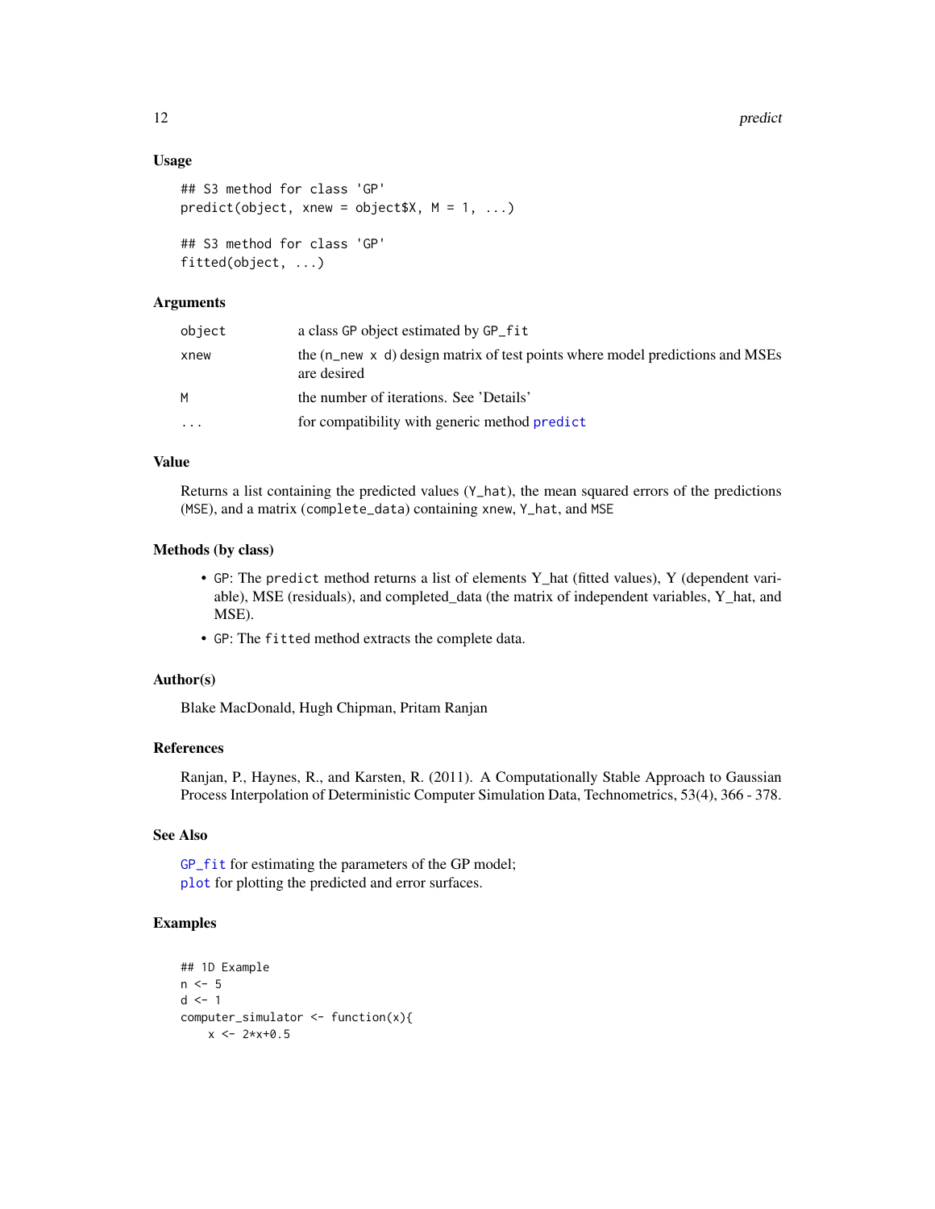## Usage

```
## S3 method for class 'GP'
predict(object, xnew = object$X, M = 1, ...)

## S3 method for class 'GP'
fitted(object, ...)
```

## Arguments

| | |
|---|---|
| `object` | a class GP object estimated by GP_fit |
| `xnew` | the (n_new x d) design matrix of test points where model predictions and MSEs are desired |
| `M` | the number of iterations. See 'Details' |
| `...` | for compatibility with generic method predict |

## Value

Returns a list containing the predicted values (Y_hat), the mean squared errors of the predictions (MSE), and a matrix (complete_data) containing xnew, Y_hat, and MSE

## Methods (by class)

- GP: The predict method returns a list of elements Y_hat (fitted values), Y (dependent variable), MSE (residuals), and completed_data (the matrix of independent variables, Y_hat, and MSE).
- GP: The fitted method extracts the complete data.

## Author(s)

Blake MacDonald, Hugh Chipman, Pritam Ranjan

## References

Ranjan, P., Haynes, R., and Karsten, R. (2011). A Computationally Stable Approach to Gaussian Process Interpolation of Deterministic Computer Simulation Data, Technometrics, 53(4), 366 - 378.

## See Also

GP_fit for estimating the parameters of the GP model;
plot for plotting the predicted and error surfaces.

## Examples

```
## 1D Example
n <- 5
d <- 1
computer_simulator <- function(x){
    x <- 2*x+0.5
```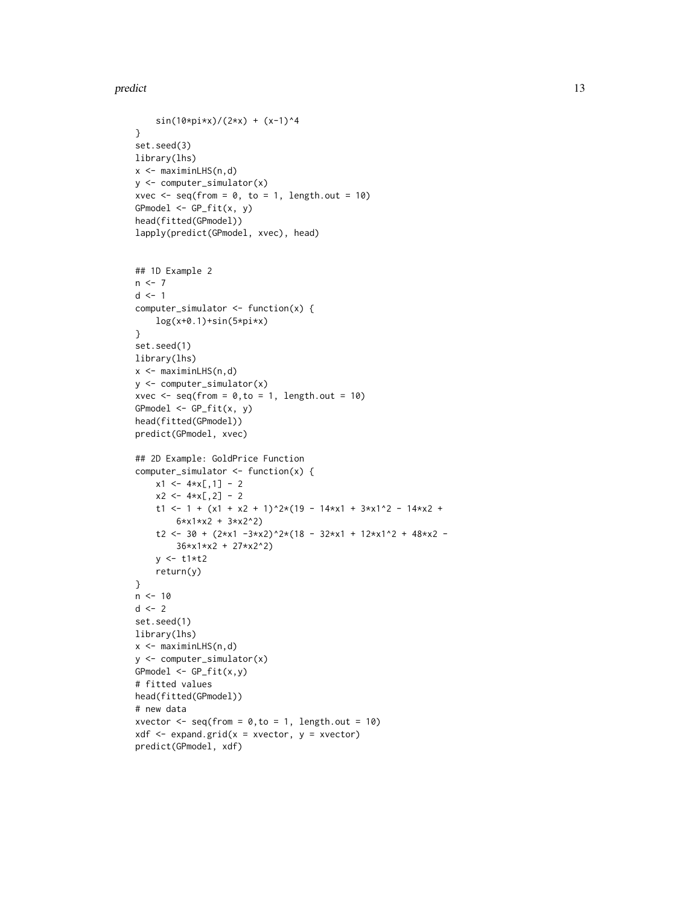```
    sin(10*pi*x)/(2*x) + (x-1)^4
}
set.seed(3)
library(lhs)
x <- maximinLHS(n,d)
y <- computer_simulator(x)
xvec <- seq(from = 0, to = 1, length.out = 10)
GPmodel <- GP_fit(x, y)
head(fitted(GPmodel))
lapply(predict(GPmodel, xvec), head)


## 1D Example 2
n <- 7
d <- 1
computer_simulator <- function(x) {
    log(x+0.1)+sin(5*pi*x)
}
set.seed(1)
library(lhs)
x <- maximinLHS(n,d)
y <- computer_simulator(x)
xvec <- seq(from = 0,to = 1, length.out = 10)
GPmodel <- GP_fit(x, y)
head(fitted(GPmodel))
predict(GPmodel, xvec)

## 2D Example: GoldPrice Function
computer_simulator <- function(x) {
    x1 <- 4*x[,1] - 2
    x2 <- 4*x[,2] - 2
    t1 <- 1 + (x1 + x2 + 1)^2*(19 - 14*x1 + 3*x1^2 - 14*x2 +
        6*x1*x2 + 3*x2^2)
    t2 <- 30 + (2*x1 -3*x2)^2*(18 - 32*x1 + 12*x1^2 + 48*x2 -
        36*x1*x2 + 27*x2^2)
    y <- t1*t2
    return(y)
}
n <- 10
d <- 2
set.seed(1)
library(lhs)
x <- maximinLHS(n,d)
y <- computer_simulator(x)
GPmodel <- GP_fit(x,y)
# fitted values
head(fitted(GPmodel))
# new data
xvector <- seq(from = 0,to = 1, length.out = 10)
xdf <- expand.grid(x = xvector, y = xvector)
predict(GPmodel, xdf)
```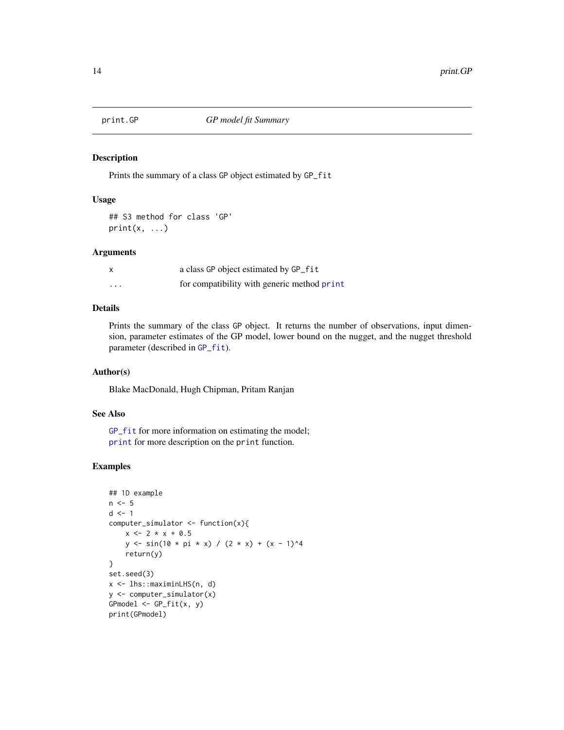## print.GP — *GP model fit Summary*

### Description

Prints the summary of a class GP object estimated by GP_fit

### Usage

```
## S3 method for class 'GP'
print(x, ...)
```

### Arguments

| | |
|---|---|
| x | a class GP object estimated by GP_fit |
| ... | for compatibility with generic method print |

### Details

Prints the summary of the class GP object. It returns the number of observations, input dimension, parameter estimates of the GP model, lower bound on the nugget, and the nugget threshold parameter (described in GP_fit).

### Author(s)

Blake MacDonald, Hugh Chipman, Pritam Ranjan

### See Also

GP_fit for more information on estimating the model;
print for more description on the print function.

### Examples

```
## 1D example
n <- 5
d <- 1
computer_simulator <- function(x){
    x <- 2 * x + 0.5
    y <- sin(10 * pi * x) / (2 * x) + (x - 1)^4
    return(y)
}
set.seed(3)
x <- lhs::maximinLHS(n, d)
y <- computer_simulator(x)
GPmodel <- GP_fit(x, y)
print(GPmodel)
```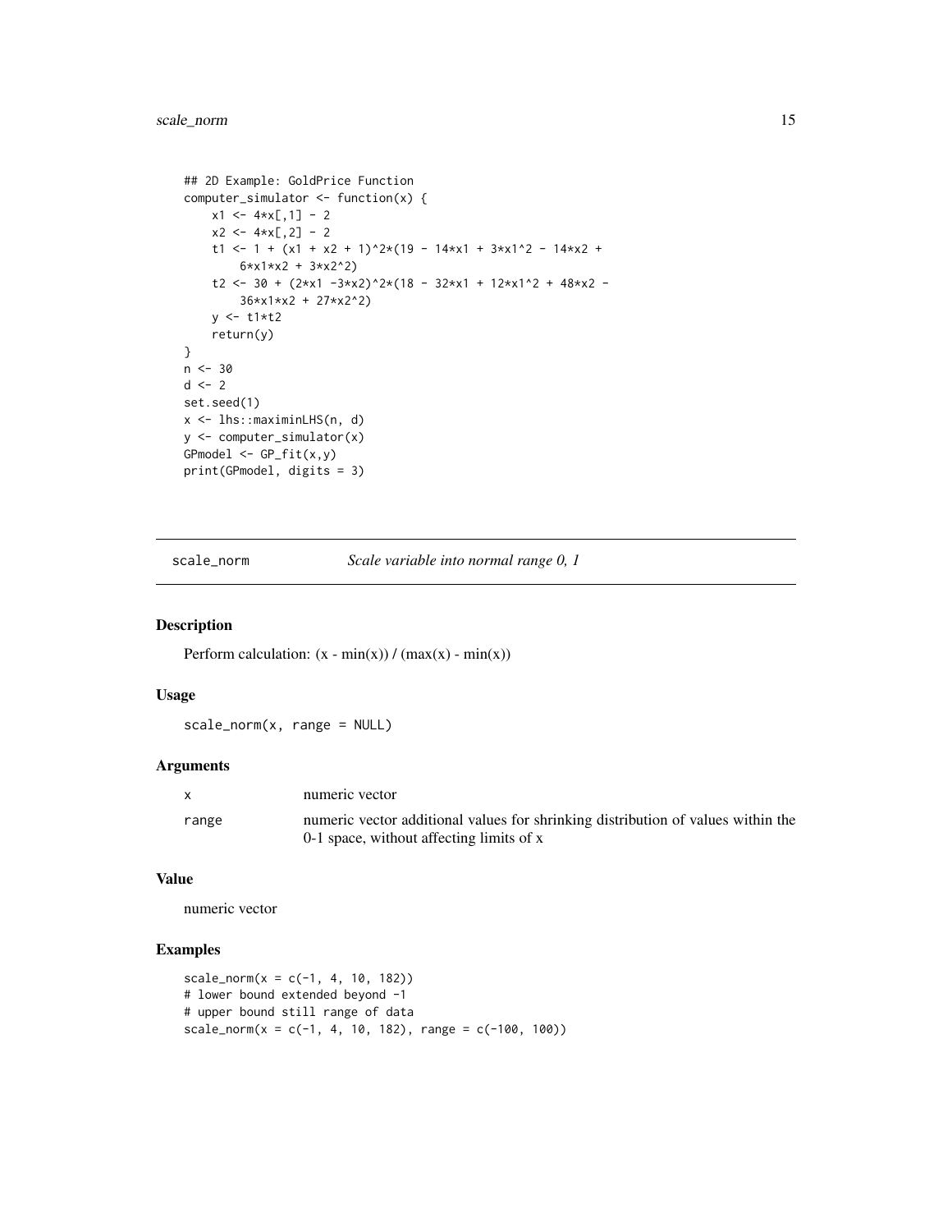```
## 2D Example: GoldPrice Function
computer_simulator <- function(x) {
    x1 <- 4*x[,1] - 2
    x2 <- 4*x[,2] - 2
    t1 <- 1 + (x1 + x2 + 1)^2*(19 - 14*x1 + 3*x1^2 - 14*x2 +
        6*x1*x2 + 3*x2^2)
    t2 <- 30 + (2*x1 -3*x2)^2*(18 - 32*x1 + 12*x1^2 + 48*x2 -
        36*x1*x2 + 27*x2^2)
    y <- t1*t2
    return(y)
}
n <- 30
d <- 2
set.seed(1)
x <- lhs::maximinLHS(n, d)
y <- computer_simulator(x)
GPmodel <- GP_fit(x,y)
print(GPmodel, digits = 3)
```

---

## scale_norm — *Scale variable into normal range 0, 1*

### Description

Perform calculation: (x - min(x)) / (max(x) - min(x))

### Usage

```
scale_norm(x, range = NULL)
```

### Arguments

| | |
|---|---|
| `x` | numeric vector |
| `range` | numeric vector additional values for shrinking distribution of values within the 0-1 space, without affecting limits of x |

### Value

numeric vector

### Examples

```
scale_norm(x = c(-1, 4, 10, 182))
# lower bound extended beyond -1
# upper bound still range of data
scale_norm(x = c(-1, 4, 10, 182), range = c(-100, 100))
```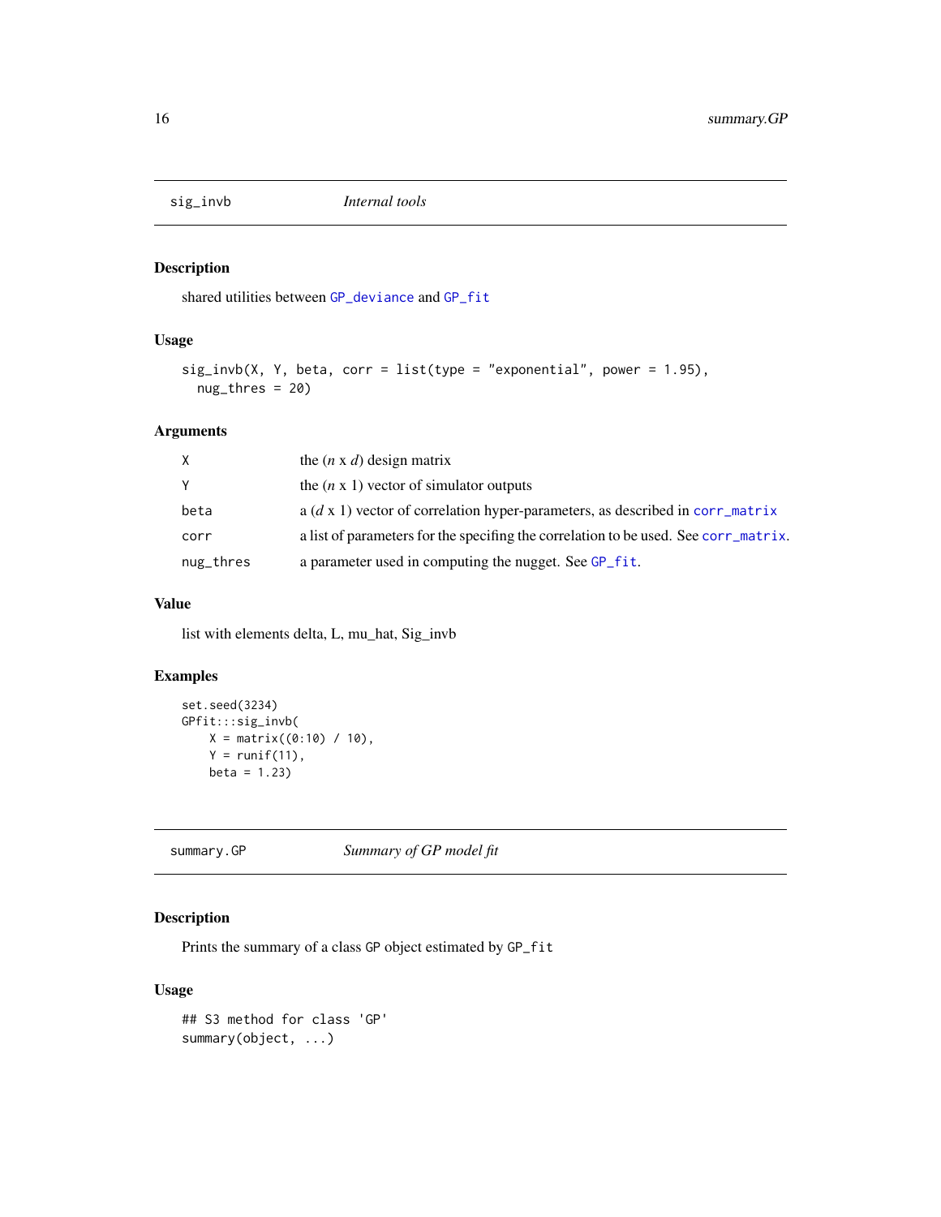## sig_invb — *Internal tools*

### Description

shared utilities between GP_deviance and GP_fit

### Usage

```
sig_invb(X, Y, beta, corr = list(type = "exponential", power = 1.95),
  nug_thres = 20)
```

### Arguments

| | |
|---|---|
| X | the ($n$ x $d$) design matrix |
| Y | the ($n$ x 1) vector of simulator outputs |
| beta | a ($d$ x 1) vector of correlation hyper-parameters, as described in corr_matrix |
| corr | a list of parameters for the specifing the correlation to be used. See corr_matrix. |
| nug_thres | a parameter used in computing the nugget. See GP_fit. |

### Value

list with elements delta, L, mu_hat, Sig_invb

### Examples

```
set.seed(3234)
GPfit:::sig_invb(
    X = matrix((0:10) / 10),
    Y = runif(11),
    beta = 1.23)
```

## summary.GP — *Summary of GP model fit*

### Description

Prints the summary of a class GP object estimated by GP_fit

### Usage

```
## S3 method for class 'GP'
summary(object, ...)
```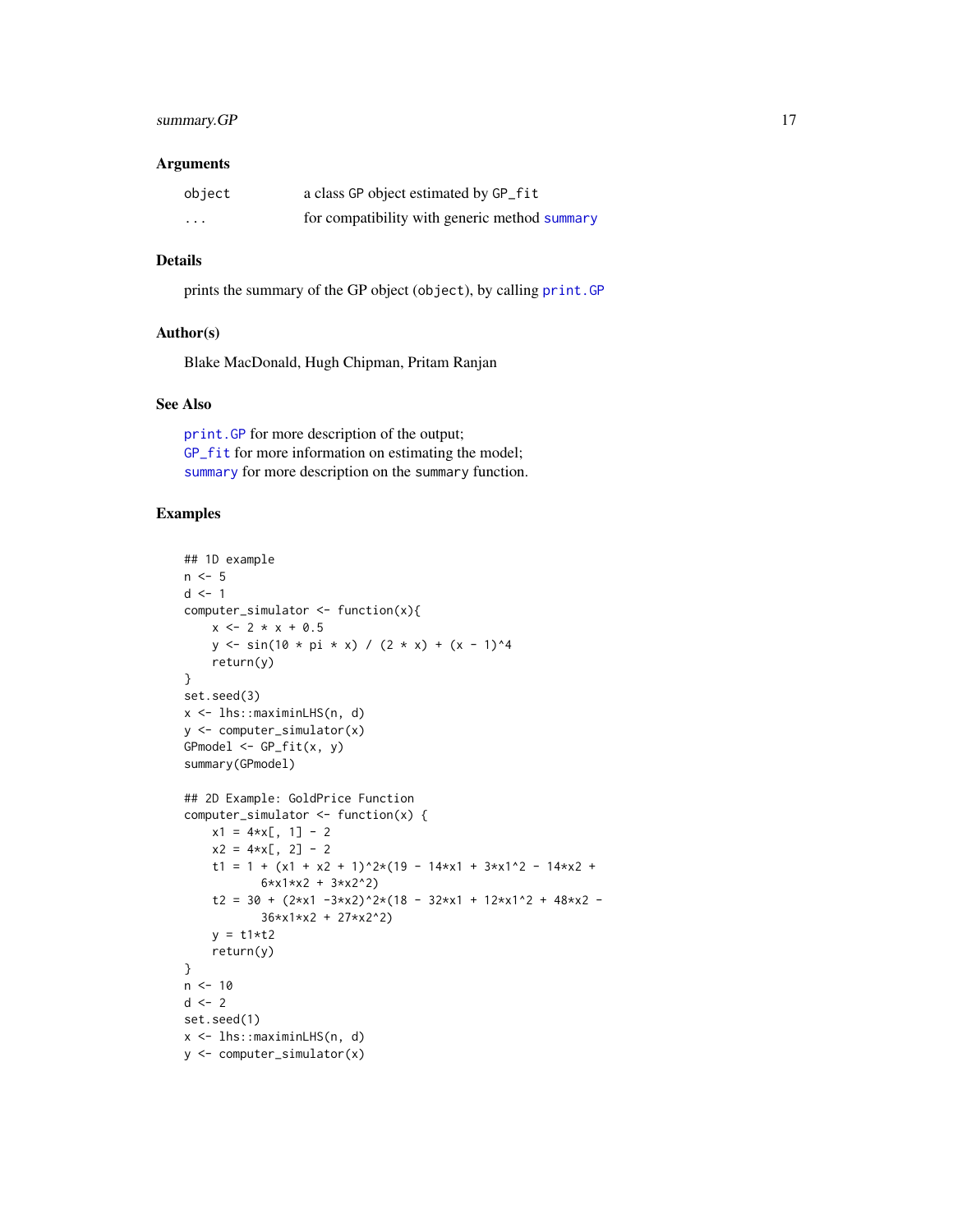### Arguments

| | |
|---|---|
| `object` | a class GP object estimated by GP_fit |
| `...` | for compatibility with generic method summary |

### Details

prints the summary of the GP object (`object`), by calling `print.GP`

### Author(s)

Blake MacDonald, Hugh Chipman, Pritam Ranjan

### See Also

`print.GP` for more description of the output;
`GP_fit` for more information on estimating the model;
`summary` for more description on the `summary` function.

### Examples

```
## 1D example
n <- 5
d <- 1
computer_simulator <- function(x){
    x <- 2 * x + 0.5
    y <- sin(10 * pi * x) / (2 * x) + (x - 1)^4
    return(y)
}
set.seed(3)
x <- lhs::maximinLHS(n, d)
y <- computer_simulator(x)
GPmodel <- GP_fit(x, y)
summary(GPmodel)

## 2D Example: GoldPrice Function
computer_simulator <- function(x) {
    x1 = 4*x[, 1] - 2
    x2 = 4*x[, 2] - 2
    t1 = 1 + (x1 + x2 + 1)^2*(19 - 14*x1 + 3*x1^2 - 14*x2 +
            6*x1*x2 + 3*x2^2)
    t2 = 30 + (2*x1 -3*x2)^2*(18 - 32*x1 + 12*x1^2 + 48*x2 -
            36*x1*x2 + 27*x2^2)
    y = t1*t2
    return(y)
}
n <- 10
d <- 2
set.seed(1)
x <- lhs::maximinLHS(n, d)
y <- computer_simulator(x)
```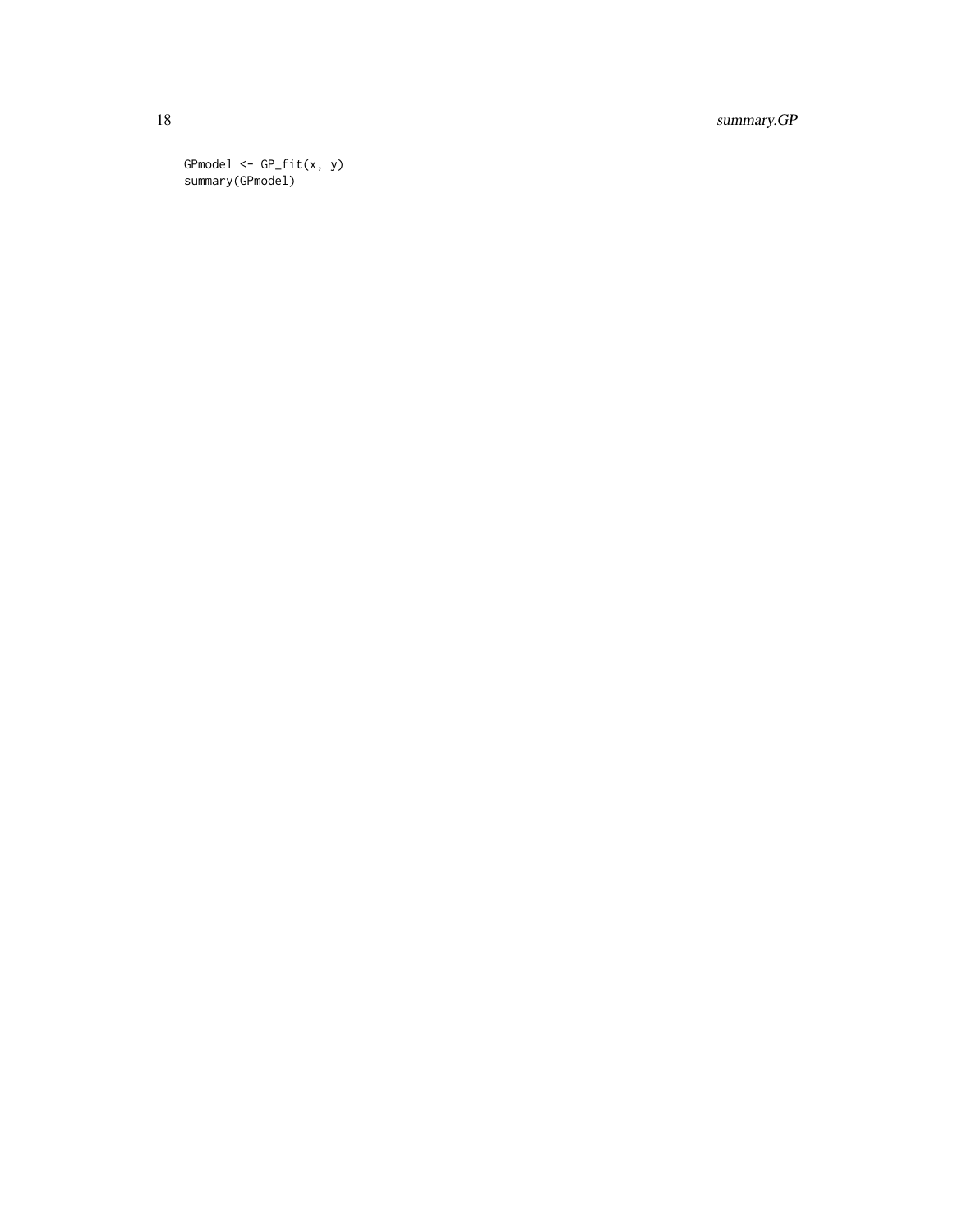```
GPmodel <- GP_fit(x, y)
summary(GPmodel)
```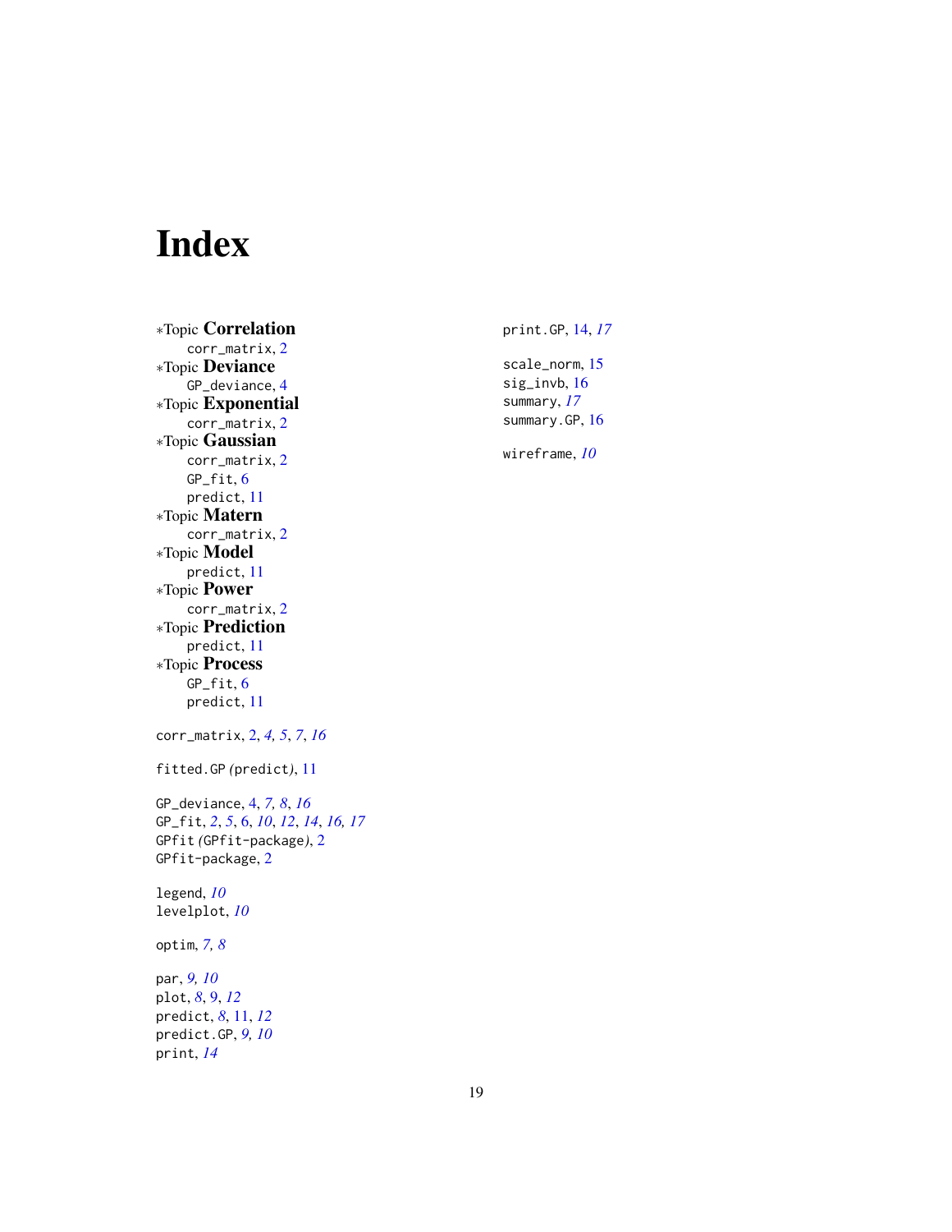# Index

∗Topic **Correlation**
    corr_matrix, 2
∗Topic **Deviance**
    GP_deviance, 4
∗Topic **Exponential**
    corr_matrix, 2
∗Topic **Gaussian**
    corr_matrix, 2
    GP_fit, 6
    predict, 11
∗Topic **Matern**
    corr_matrix, 2
∗Topic **Model**
    predict, 11
∗Topic **Power**
    corr_matrix, 2
∗Topic **Prediction**
    predict, 11
∗Topic **Process**
    GP_fit, 6
    predict, 11

corr_matrix, 2, *4, 5*, *7*, *16*

fitted.GP *(*predict*)*, 11

GP_deviance, 4, *7, 8*, *16*
GP_fit, *2*, *5*, 6, *10*, *12*, *14*, *16, 17*
GPfit *(*GPfit-package*)*, 2
GPfit-package, 2

legend, *10*
levelplot, *10*

optim, *7, 8*

par, *9, 10*
plot, *8*, 9, *12*
predict, *8*, 11, *12*
predict.GP, *9, 10*
print, *14*
print.GP, 14, *17*

scale_norm, 15
sig_invb, 16
summary, *17*
summary.GP, 16

wireframe, *10*